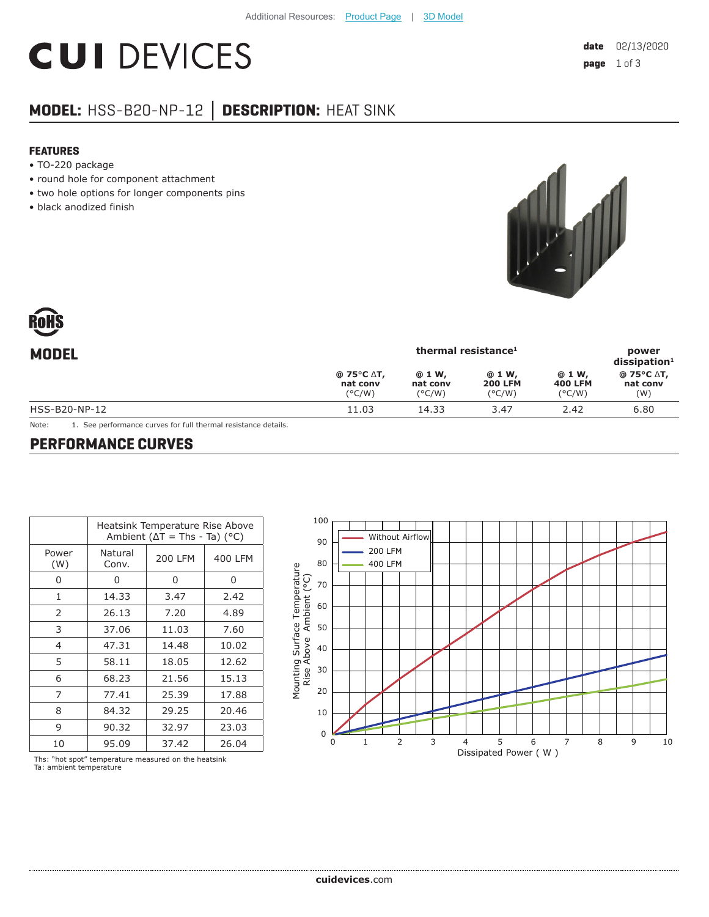Additional Resources: Product Page | 3D Model

# CUI DEVICES

**date** 02/13/2020

## MODEL: HSS-B20-NP-12 | DESCRIPTION: HEAT SINK

### FEATURES

- TO-220 package
- round hole for component attachment
- two hole options for longer components pins
- black anodized finish

RoHS

## MODEL

| | thermal resistance[1] | | | | power dissipation[1] |
|---|---|---|---|---|---|
| | @ 75°C ΔT, nat conv (°C/W) | @ 1 W, nat conv (°C/W) | @ 1 W, 200 LFM (°C/W) | @ 1 W, 400 LFM (°C/W) | @ 75°C ΔT, nat conv (W) |
| HSS-B20-NP-12 | 11.03 | 14.33 | 3.47 | 2.42 | 6.80 |

Note: 1. See performance curves for full thermal resistance details.

## PERFORMANCE CURVES

| | Heatsink Temperature Rise Above Ambient (ΔT = Ths - Ta) (°C) | | |
|---|---|---|---|
| Power (W) | Natural Conv. | 200 LFM | 400 LFM |
| 0 | 0 | 0 | 0 |
| 1 | 14.33 | 3.47 | 2.42 |
| 2 | 26.13 | 7.20 | 4.89 |
| 3 | 37.06 | 11.03 | 7.60 |
| 4 | 47.31 | 14.48 | 10.02 |
| 5 | 58.11 | 18.05 | 12.62 |
| 6 | 68.23 | 21.56 | 15.13 |
| 7 | 77.41 | 25.39 | 17.88 |
| 8 | 84.32 | 29.25 | 20.46 |
| 9 | 90.32 | 32.97 | 23.03 |
| 10 | 95.09 | 37.42 | 26.04 |

Ths: "hot spot" temperature measured on the heatsink
Ta: ambient temperature

cuidevices.com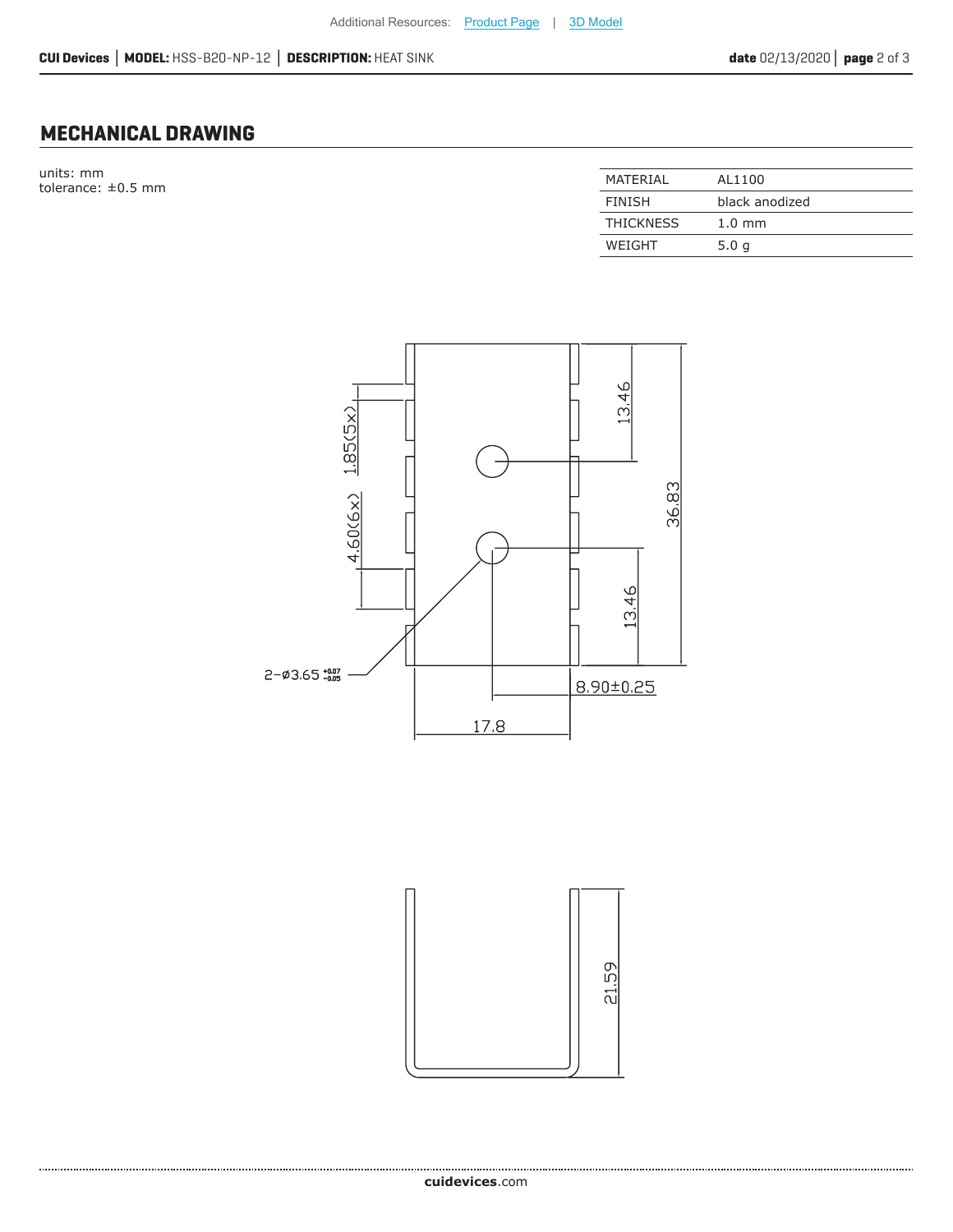## MECHANICAL DRAWING

units: mm
tolerance: ±0.5 mm

| MATERIAL | AL1100 |
|---|---|
| FINISH | black anodized |
| THICKNESS | 1.0 mm |
| WEIGHT | 5.0 g |

13.46

1.85(5x)

36.83

4.60(6x)

13.46

2-ø3.65 $^{+0.07}_{-0.05}$

8.90±0.25

17.8

21.59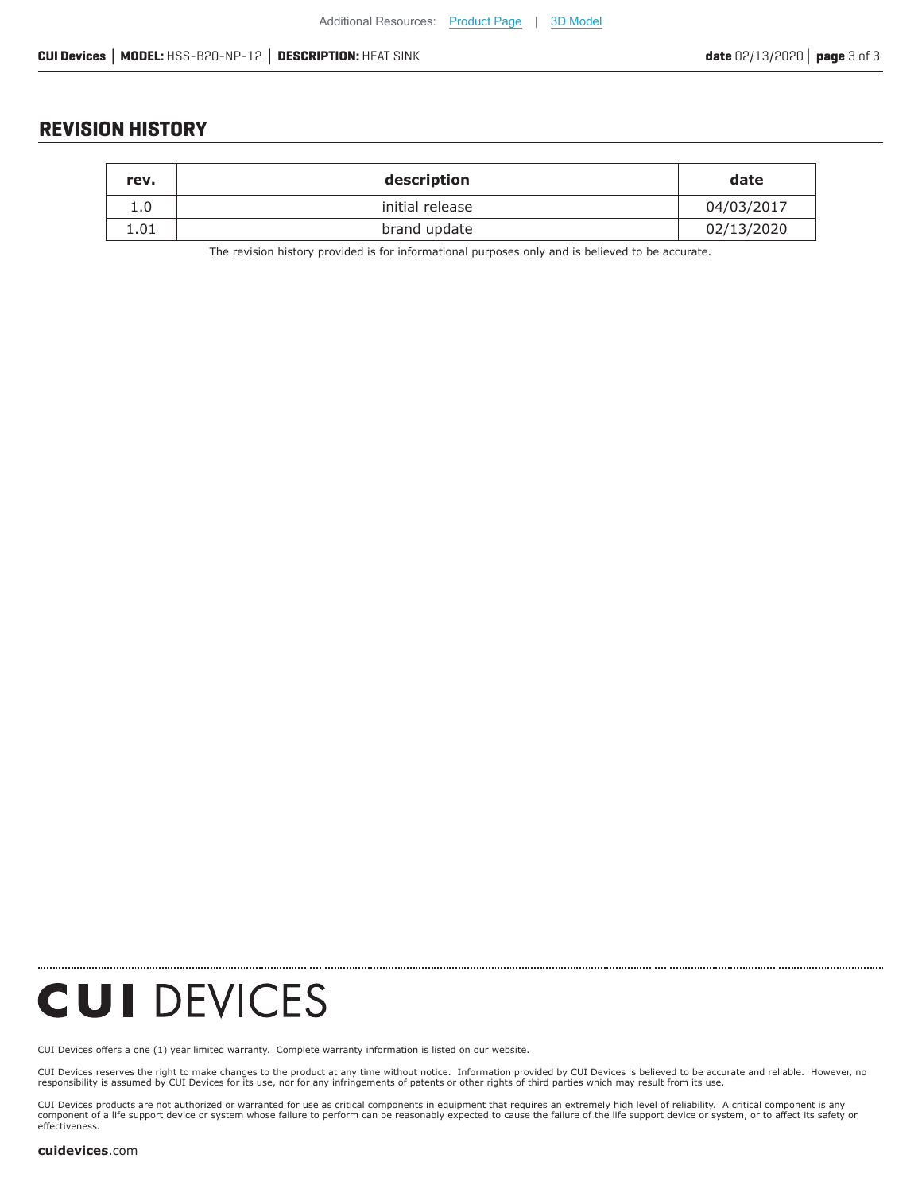## REVISION HISTORY

| rev. | description | date |
| --- | --- | --- |
| 1.0 | initial release | 04/03/2017 |
| 1.01 | brand update | 02/13/2020 |

The revision history provided is for informational purposes only and is believed to be accurate.

**CUI** DEVICES

CUI Devices offers a one (1) year limited warranty. Complete warranty information is listed on our website.

CUI Devices reserves the right to make changes to the product at any time without notice. Information provided by CUI Devices is believed to be accurate and reliable. However, no responsibility is assumed by CUI Devices for its use, nor for any infringements of patents or other rights of third parties which may result from its use.

CUI Devices products are not authorized or warranted for use as critical components in equipment that requires an extremely high level of reliability. A critical component is any component of a life support device or system whose failure to perform can be reasonably expected to cause the failure of the life support device or system, or to affect its safety or effectiveness.

**cuidevices**.com